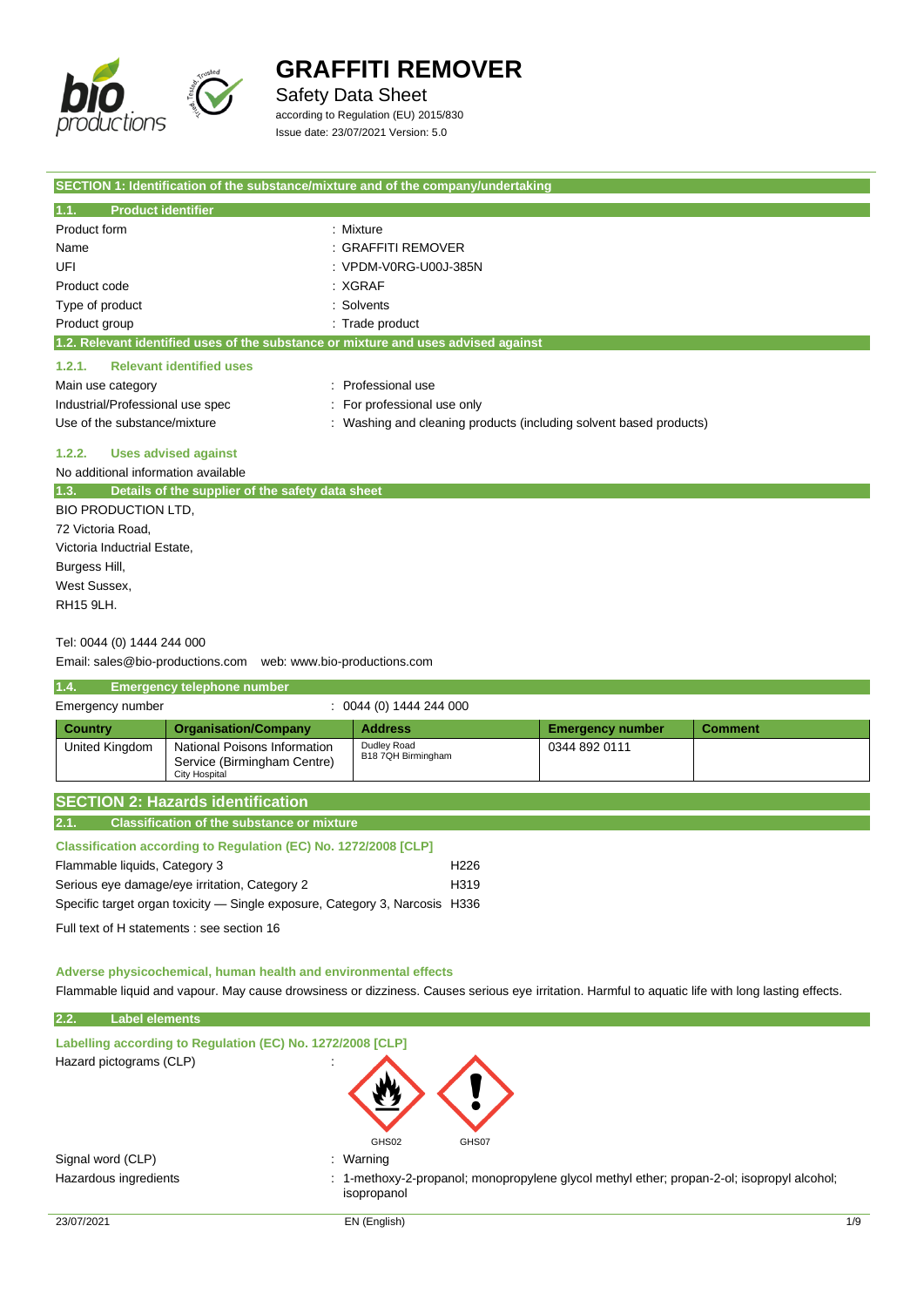# GRAFFITI REMOVER

Safety Data Sheet

according to Regulation (EU) 2015/830

Issue date: 23/07/2021 Version: 5.0

## SECTION 1: Identification of the substance/mixture and of the company/undertaking

### 1.1. Product identifier

| | |
|---|---|
| Product form | : Mixture |
| Name | : GRAFFITI REMOVER |
| UFI | : VPDM-V0RG-U00J-385N |
| Product code | : XGRAF |
| Type of product | : Solvents |
| Product group | : Trade product |

### 1.2. Relevant identified uses of the substance or mixture and uses advised against

#### 1.2.1. Relevant identified uses

| | |
|---|---|
| Main use category | : Professional use |
| Industrial/Professional use spec | : For professional use only |
| Use of the substance/mixture | : Washing and cleaning products (including solvent based products) |

#### 1.2.2. Uses advised against

No additional information available

### 1.3. Details of the supplier of the safety data sheet

BIO PRODUCTION LTD,
72 Victoria Road,
Victoria Inductrial Estate,
Burgess Hill,
West Sussex,
RH15 9LH.

Tel: 0044 (0) 1444 244 000

Email: sales@bio-productions.com web: www.bio-productions.com

### 1.4. Emergency telephone number

Emergency number : 0044 (0) 1444 244 000

| Country | Organisation/Company | Address | Emergency number | Comment |
|---|---|---|---|---|
| United Kingdom | National Poisons Information Service (Birmingham Centre) City Hospital | Dudley Road B18 7QH Birmingham | 0344 892 0111 | |

## SECTION 2: Hazards identification

### 2.1. Classification of the substance or mixture

**Classification according to Regulation (EC) No. 1272/2008 [CLP]**

| | |
|---|---|
| Flammable liquids, Category 3 | H226 |
| Serious eye damage/eye irritation, Category 2 | H319 |
| Specific target organ toxicity — Single exposure, Category 3, Narcosis | H336 |

Full text of H statements : see section 16

**Adverse physicochemical, human health and environmental effects**

Flammable liquid and vapour. May cause drowsiness or dizziness. Causes serious eye irritation. Harmful to aquatic life with long lasting effects.

### 2.2. Label elements

**Labelling according to Regulation (EC) No. 1272/2008 [CLP]**

Hazard pictograms (CLP) :

GHS02 GHS07

| | |
|---|---|
| Signal word (CLP) | : Warning |
| Hazardous ingredients | : 1-methoxy-2-propanol; monopropylene glycol methyl ether; propan-2-ol; isopropyl alcohol; isopropanol |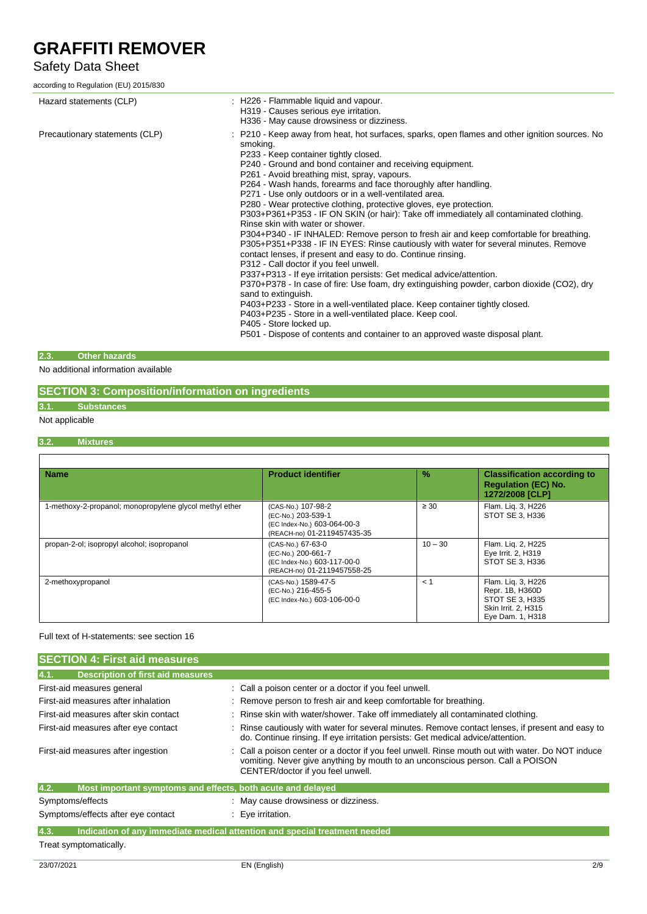| | |
|---|---|
| Hazard statements (CLP) | : H226 - Flammable liquid and vapour.<br>H319 - Causes serious eye irritation.<br>H336 - May cause drowsiness or dizziness. |
| Precautionary statements (CLP) | : P210 - Keep away from heat, hot surfaces, sparks, open flames and other ignition sources. No smoking.<br>P233 - Keep container tightly closed.<br>P240 - Ground and bond container and receiving equipment.<br>P261 - Avoid breathing mist, spray, vapours.<br>P264 - Wash hands, forearms and face thoroughly after handling.<br>P271 - Use only outdoors or in a well-ventilated area.<br>P280 - Wear protective clothing, protective gloves, eye protection.<br>P303+P361+P353 - IF ON SKIN (or hair): Take off immediately all contaminated clothing. Rinse skin with water or shower.<br>P304+P340 - IF INHALED: Remove person to fresh air and keep comfortable for breathing.<br>P305+P351+P338 - IF IN EYES: Rinse cautiously with water for several minutes. Remove contact lenses, if present and easy to do. Continue rinsing.<br>P312 - Call doctor if you feel unwell.<br>P337+P313 - If eye irritation persists: Get medical advice/attention.<br>P370+P378 - In case of fire: Use foam, dry extinguishing powder, carbon dioxide (CO2), dry sand to extinguish.<br>P403+P233 - Store in a well-ventilated place. Keep container tightly closed.<br>P403+P235 - Store in a well-ventilated place. Keep cool.<br>P405 - Store locked up.<br>P501 - Dispose of contents and container to an approved waste disposal plant. |

### 2.3. Other hazards

No additional information available

## SECTION 3: Composition/information on ingredients

### 3.1. Substances

Not applicable

### 3.2. Mixtures

| Name | Product identifier | % | Classification according to Regulation (EC) No. 1272/2008 [CLP] |
|---|---|---|---|
| 1-methoxy-2-propanol; monopropylene glycol methyl ether | (CAS-No.) 107-98-2<br>(EC-No.) 203-539-1<br>(EC Index-No.) 603-064-00-3<br>(REACH-no) 01-2119457435-35 | ≥ 30 | Flam. Liq. 3, H226<br>STOT SE 3, H336 |
| propan-2-ol; isopropyl alcohol; isopropanol | (CAS-No.) 67-63-0<br>(EC-No.) 200-661-7<br>(EC Index-No.) 603-117-00-0<br>(REACH-no) 01-2119457558-25 | 10 – 30 | Flam. Liq. 2, H225<br>Eye Irrit. 2, H319<br>STOT SE 3, H336 |
| 2-methoxypropanol | (CAS-No.) 1589-47-5<br>(EC-No.) 216-455-5<br>(EC Index-No.) 603-106-00-0 | < 1 | Flam. Liq. 3, H226<br>Repr. 1B, H360D<br>STOT SE 3, H335<br>Skin Irrit. 2, H315<br>Eye Dam. 1, H318 |

Full text of H-statements: see section 16

## SECTION 4: First aid measures

### 4.1. Description of first aid measures

| | |
|---|---|
| First-aid measures general | : Call a poison center or a doctor if you feel unwell. |
| First-aid measures after inhalation | : Remove person to fresh air and keep comfortable for breathing. |
| First-aid measures after skin contact | : Rinse skin with water/shower. Take off immediately all contaminated clothing. |
| First-aid measures after eye contact | : Rinse cautiously with water for several minutes. Remove contact lenses, if present and easy to do. Continue rinsing. If eye irritation persists: Get medical advice/attention. |
| First-aid measures after ingestion | : Call a poison center or a doctor if you feel unwell. Rinse mouth out with water. Do NOT induce vomiting. Never give anything by mouth to an unconscious person. Call a POISON CENTER/doctor if you feel unwell. |

### 4.2. Most important symptoms and effects, both acute and delayed

| | |
|---|---|
| Symptoms/effects | : May cause drowsiness or dizziness. |
| Symptoms/effects after eye contact | : Eye irritation. |

### 4.3. Indication of any immediate medical attention and special treatment needed

Treat symptomatically.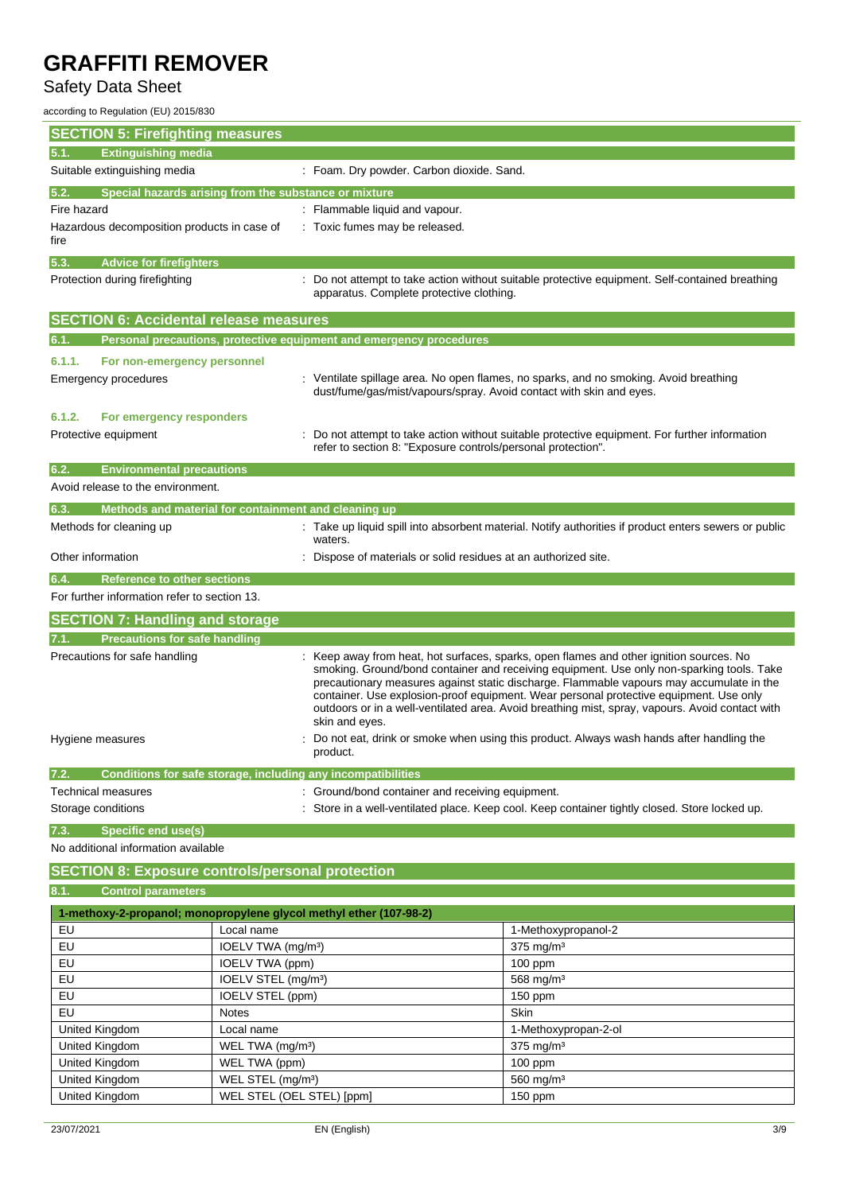## SECTION 5: Firefighting measures

### 5.1. Extinguishing media

Suitable extinguishing media : Foam. Dry powder. Carbon dioxide. Sand.

### 5.2. Special hazards arising from the substance or mixture

Fire hazard : Flammable liquid and vapour.

Hazardous decomposition products in case of fire : Toxic fumes may be released.

### 5.3. Advice for firefighters

Protection during firefighting : Do not attempt to take action without suitable protective equipment. Self-contained breathing apparatus. Complete protective clothing.

## SECTION 6: Accidental release measures

### 6.1. Personal precautions, protective equipment and emergency procedures

#### 6.1.1. For non-emergency personnel

Emergency procedures : Ventilate spillage area. No open flames, no sparks, and no smoking. Avoid breathing dust/fume/gas/mist/vapours/spray. Avoid contact with skin and eyes.

#### 6.1.2. For emergency responders

Protective equipment : Do not attempt to take action without suitable protective equipment. For further information refer to section 8: "Exposure controls/personal protection".

### 6.2. Environmental precautions

Avoid release to the environment.

### 6.3. Methods and material for containment and cleaning up

Methods for cleaning up : Take up liquid spill into absorbent material. Notify authorities if product enters sewers or public waters.

Other information : Dispose of materials or solid residues at an authorized site.

### 6.4. Reference to other sections

For further information refer to section 13.

## SECTION 7: Handling and storage

### 7.1. Precautions for safe handling

Precautions for safe handling : Keep away from heat, hot surfaces, sparks, open flames and other ignition sources. No smoking. Ground/bond container and receiving equipment. Use only non-sparking tools. Take precautionary measures against static discharge. Flammable vapours may accumulate in the container. Use explosion-proof equipment. Wear personal protective equipment. Use only outdoors or in a well-ventilated area. Avoid breathing mist, spray, vapours. Avoid contact with skin and eyes.

Hygiene measures : Do not eat, drink or smoke when using this product. Always wash hands after handling the product.

### 7.2. Conditions for safe storage, including any incompatibilities

Technical measures : Ground/bond container and receiving equipment.

Storage conditions : Store in a well-ventilated place. Keep cool. Keep container tightly closed. Store locked up.

### 7.3. Specific end use(s)

No additional information available

## SECTION 8: Exposure controls/personal protection

### 8.1. Control parameters

| 1-methoxy-2-propanol; monopropylene glycol methyl ether (107-98-2) | | |
|---|---|---|
| EU | Local name | 1-Methoxypropanol-2 |
| EU | IOELV TWA (mg/m³) | 375 mg/m³ |
| EU | IOELV TWA (ppm) | 100 ppm |
| EU | IOELV STEL (mg/m³) | 568 mg/m³ |
| EU | IOELV STEL (ppm) | 150 ppm |
| EU | Notes | Skin |
| United Kingdom | Local name | 1-Methoxypropan-2-ol |
| United Kingdom | WEL TWA (mg/m³) | 375 mg/m³ |
| United Kingdom | WEL TWA (ppm) | 100 ppm |
| United Kingdom | WEL STEL (mg/m³) | 560 mg/m³ |
| United Kingdom | WEL STEL (OEL STEL) [ppm] | 150 ppm |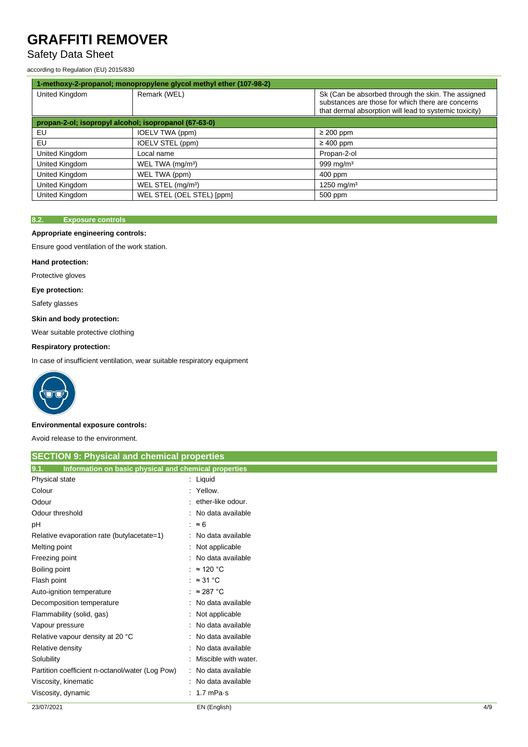| 1-methoxy-2-propanol; monopropylene glycol methyl ether (107-98-2) | | |
|---|---|---|
| United Kingdom | Remark (WEL) | Sk (Can be absorbed through the skin. The assigned substances are those for which there are concerns that dermal absorption will lead to systemic toxicity) |
| **propan-2-ol; isopropyl alcohol; isopropanol (67-63-0)** | | |
| EU | IOELV TWA (ppm) | ≥ 200 ppm |
| EU | IOELV STEL (ppm) | ≥ 400 ppm |
| United Kingdom | Local name | Propan-2-ol |
| United Kingdom | WEL TWA (mg/m³) | 999 mg/m³ |
| United Kingdom | WEL TWA (ppm) | 400 ppm |
| United Kingdom | WEL STEL (mg/m³) | 1250 mg/m³ |
| United Kingdom | WEL STEL (OEL STEL) [ppm] | 500 ppm |

### 8.2. Exposure controls

**Appropriate engineering controls:**

Ensure good ventilation of the work station.

**Hand protection:**

Protective gloves

**Eye protection:**

Safety glasses

**Skin and body protection:**

Wear suitable protective clothing

**Respiratory protection:**

In case of insufficient ventilation, wear suitable respiratory equipment

**Environmental exposure controls:**

Avoid release to the environment.

## SECTION 9: Physical and chemical properties

### 9.1. Information on basic physical and chemical properties

| Property | Value |
|---|---|
| Physical state | : Liquid |
| Colour | : Yellow. |
| Odour | : ether-like odour. |
| Odour threshold | : No data available |
| pH | : ≈ 6 |
| Relative evaporation rate (butylacetate=1) | : No data available |
| Melting point | : Not applicable |
| Freezing point | : No data available |
| Boiling point | : ≈ 120 °C |
| Flash point | : ≈ 31 °C |
| Auto-ignition temperature | : ≈ 287 °C |
| Decomposition temperature | : No data available |
| Flammability (solid, gas) | : Not applicable |
| Vapour pressure | : No data available |
| Relative vapour density at 20 °C | : No data available |
| Relative density | : No data available |
| Solubility | : Miscible with water. |
| Partition coefficient n-octanol/water (Log Pow) | : No data available |
| Viscosity, kinematic | : No data available |
| Viscosity, dynamic | : 1.7 mPa·s |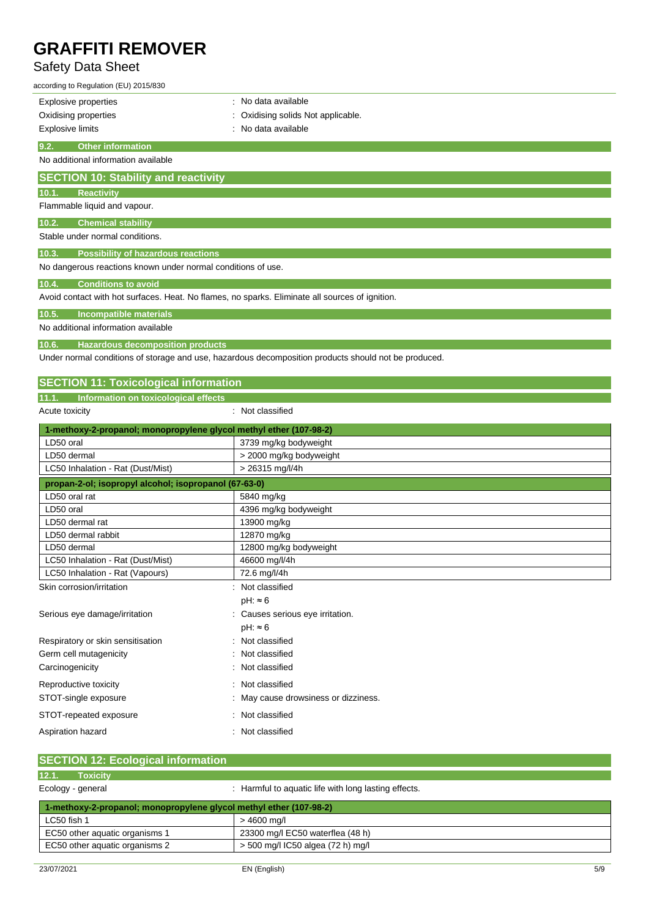| | |
|---|---|
| Explosive properties | : No data available |
| Oxidising properties | : Oxidising solids Not applicable. |
| Explosive limits | : No data available |

### 9.2. Other information

No additional information available

## SECTION 10: Stability and reactivity

### 10.1. Reactivity

Flammable liquid and vapour.

### 10.2. Chemical stability

Stable under normal conditions.

### 10.3. Possibility of hazardous reactions

No dangerous reactions known under normal conditions of use.

### 10.4. Conditions to avoid

Avoid contact with hot surfaces. Heat. No flames, no sparks. Eliminate all sources of ignition.

### 10.5. Incompatible materials

No additional information available

### 10.6. Hazardous decomposition products

Under normal conditions of storage and use, hazardous decomposition products should not be produced.

## SECTION 11: Toxicological information

### 11.1. Information on toxicological effects

Acute toxicity : Not classified

| 1-methoxy-2-propanol; monopropylene glycol methyl ether (107-98-2) | |
|---|---|
| LD50 oral | 3739 mg/kg bodyweight |
| LD50 dermal | > 2000 mg/kg bodyweight |
| LC50 Inhalation - Rat (Dust/Mist) | > 26315 mg/l/4h |

| propan-2-ol; isopropyl alcohol; isopropanol (67-63-0) | |
|---|---|
| LD50 oral rat | 5840 mg/kg |
| LD50 oral | 4396 mg/kg bodyweight |
| LD50 dermal rat | 13900 mg/kg |
| LD50 dermal rabbit | 12870 mg/kg |
| LD50 dermal | 12800 mg/kg bodyweight |
| LC50 Inhalation - Rat (Dust/Mist) | 46600 mg/l/4h |
| LC50 Inhalation - Rat (Vapours) | 72.6 mg/l/4h |

| | |
|---|---|
| Skin corrosion/irritation | : Not classified<br>pH: ≈ 6 |
| Serious eye damage/irritation | : Causes serious eye irritation.<br>pH: ≈ 6 |
| Respiratory or skin sensitisation | : Not classified |
| Germ cell mutagenicity | : Not classified |
| Carcinogenicity | : Not classified |
| Reproductive toxicity | : Not classified |
| STOT-single exposure | : May cause drowsiness or dizziness. |
| STOT-repeated exposure | : Not classified |
| Aspiration hazard | : Not classified |

## SECTION 12: Ecological information

### 12.1. Toxicity

Ecology - general : Harmful to aquatic life with long lasting effects.

| 1-methoxy-2-propanol; monopropylene glycol methyl ether (107-98-2) | |
|---|---|
| LC50 fish 1 | > 4600 mg/l |
| EC50 other aquatic organisms 1 | 23300 mg/l EC50 waterflea (48 h) |
| EC50 other aquatic organisms 2 | > 500 mg/l IC50 algea (72 h) mg/l |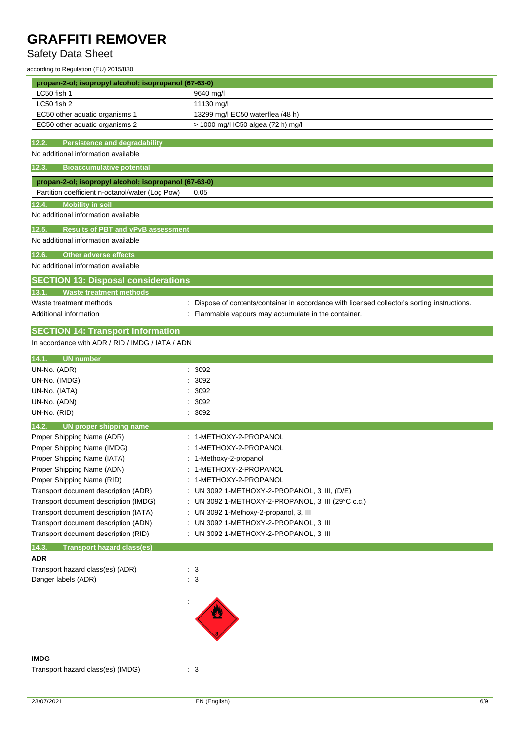| propan-2-ol; isopropyl alcohol; isopropanol (67-63-0) | |
|---|---|
| LC50 fish 1 | 9640 mg/l |
| LC50 fish 2 | 11130 mg/l |
| EC50 other aquatic organisms 1 | 13299 mg/l EC50 waterflea (48 h) |
| EC50 other aquatic organisms 2 | > 1000 mg/l IC50 algea (72 h) mg/l |

### 12.2. Persistence and degradability

No additional information available

### 12.3. Bioaccumulative potential

| propan-2-ol; isopropyl alcohol; isopropanol (67-63-0) | |
|---|---|
| Partition coefficient n-octanol/water (Log Pow) | 0.05 |

### 12.4. Mobility in soil

No additional information available

### 12.5. Results of PBT and vPvB assessment

No additional information available

### 12.6. Other adverse effects

No additional information available

## SECTION 13: Disposal considerations

### 13.1. Waste treatment methods

Waste treatment methods : Dispose of contents/container in accordance with licensed collector's sorting instructions.

Additional information : Flammable vapours may accumulate in the container.

## SECTION 14: Transport information

In accordance with ADR / RID / IMDG / IATA / ADN

### 14.1. UN number

UN-No. (ADR) : 3092

UN-No. (IMDG) : 3092

UN-No. (IATA) : 3092

UN-No. (ADN) : 3092

UN-No. (RID) : 3092

### 14.2. UN proper shipping name

Proper Shipping Name (ADR) : 1-METHOXY-2-PROPANOL

Proper Shipping Name (IMDG) : 1-METHOXY-2-PROPANOL

Proper Shipping Name (IATA) : 1-Methoxy-2-propanol

Proper Shipping Name (ADN) : 1-METHOXY-2-PROPANOL

Proper Shipping Name (RID) : 1-METHOXY-2-PROPANOL

Transport document description (ADR) : UN 3092 1-METHOXY-2-PROPANOL, 3, III, (D/E)

Transport document description (IMDG) : UN 3092 1-METHOXY-2-PROPANOL, 3, III (29°C c.c.)

Transport document description (IATA) : UN 3092 1-Methoxy-2-propanol, 3, III

Transport document description (ADN) : UN 3092 1-METHOXY-2-PROPANOL, 3, III

Transport document description (RID) : UN 3092 1-METHOXY-2-PROPANOL, 3, III

### 14.3. Transport hazard class(es)

**ADR**

Transport hazard class(es) (ADR) : 3

Danger labels (ADR) : 3

:

**IMDG**

Transport hazard class(es) (IMDG) : 3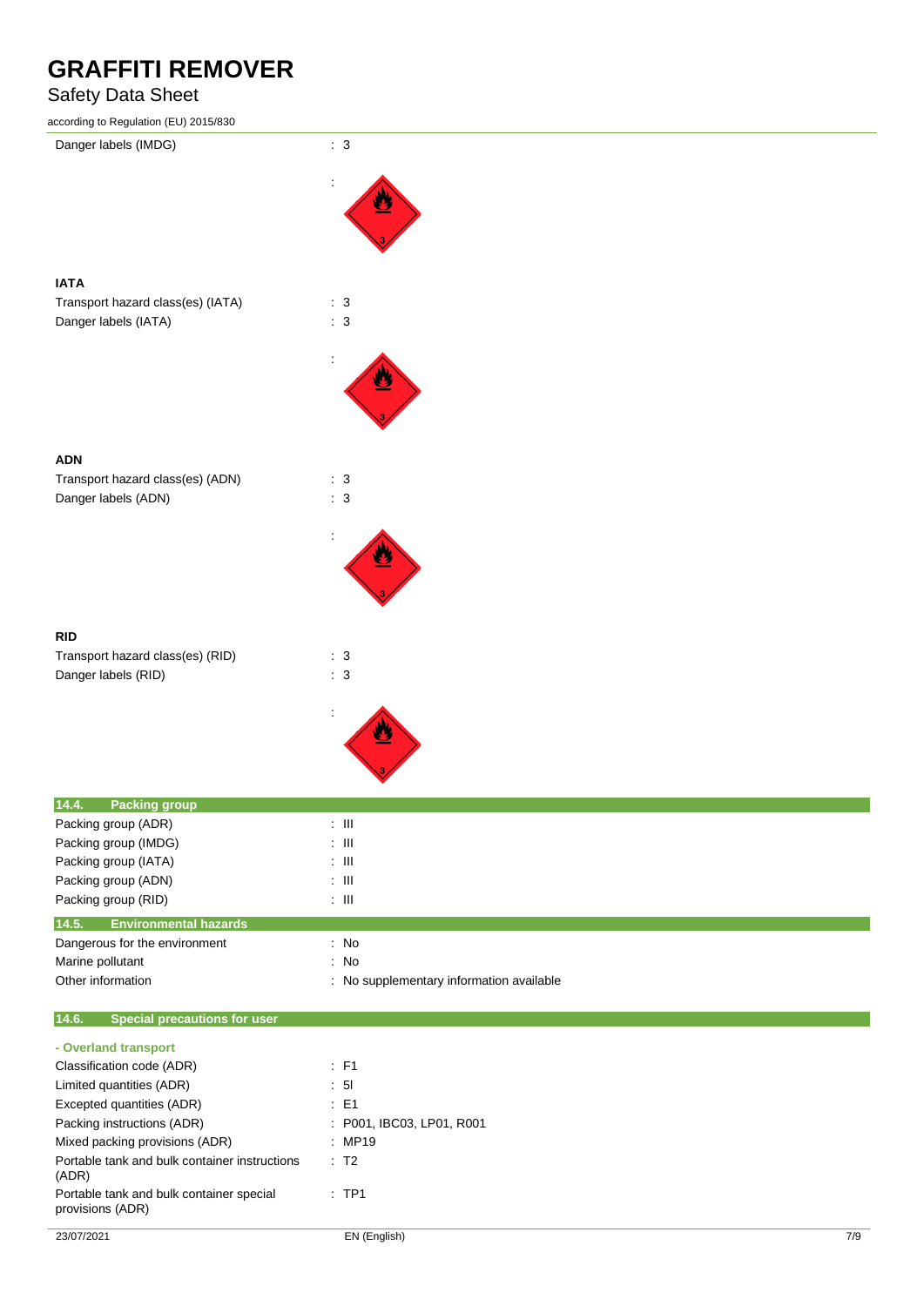| | |
|---|---|
| Danger labels (IMDG) | : 3 |
| | : |

**IATA**

| | |
|---|---|
| Transport hazard class(es) (IATA) | : 3 |
| Danger labels (IATA) | : 3 |
| | : |

**ADN**

| | |
|---|---|
| Transport hazard class(es) (ADN) | : 3 |
| Danger labels (ADN) | : 3 |
| | : |

**RID**

| | |
|---|---|
| Transport hazard class(es) (RID) | : 3 |
| Danger labels (RID) | : 3 |
| | : |

## 14.4. Packing group

| | |
|---|---|
| Packing group (ADR) | : III |
| Packing group (IMDG) | : III |
| Packing group (IATA) | : III |
| Packing group (ADN) | : III |
| Packing group (RID) | : III |

## 14.5. Environmental hazards

| | |
|---|---|
| Dangerous for the environment | : No |
| Marine pollutant | : No |
| Other information | : No supplementary information available |

## 14.6. Special precautions for user

**- Overland transport**

| | |
|---|---|
| Classification code (ADR) | : F1 |
| Limited quantities (ADR) | : 5l |
| Excepted quantities (ADR) | : E1 |
| Packing instructions (ADR) | : P001, IBC03, LP01, R001 |
| Mixed packing provisions (ADR) | : MP19 |
| Portable tank and bulk container instructions (ADR) | : T2 |
| Portable tank and bulk container special provisions (ADR) | : TP1 |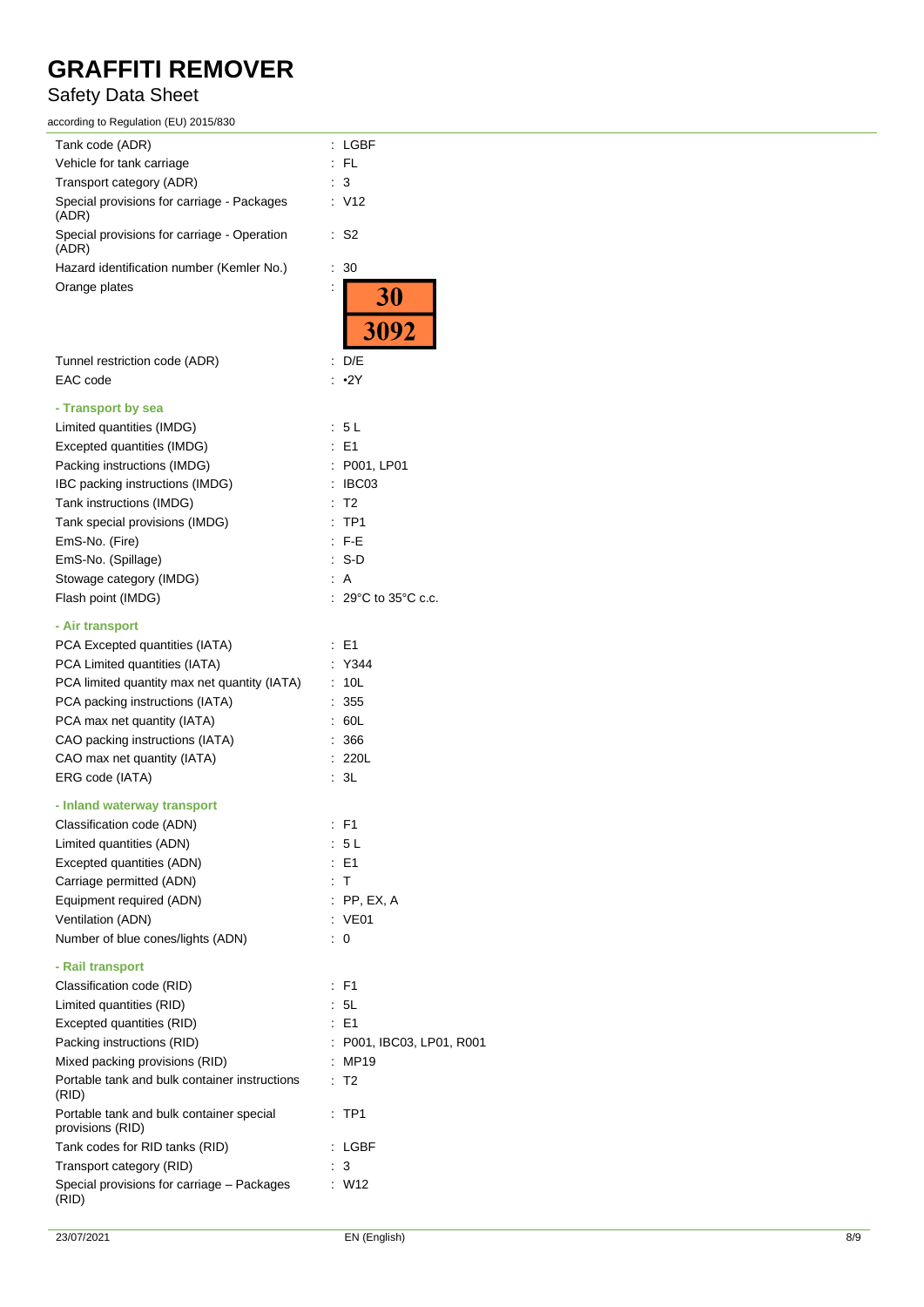| | |
|---|---|
| Tank code (ADR) | : LGBF |
| Vehicle for tank carriage | : FL |
| Transport category (ADR) | : 3 |
| Special provisions for carriage - Packages (ADR) | : V12 |
| Special provisions for carriage - Operation (ADR) | : S2 |
| Hazard identification number (Kemler No.) | : 30 |
| Orange plates | : 30 / 3092 |
| Tunnel restriction code (ADR) | : D/E |
| EAC code | : •2Y |

**- Transport by sea**

| | |
|---|---|
| Limited quantities (IMDG) | : 5 L |
| Excepted quantities (IMDG) | : E1 |
| Packing instructions (IMDG) | : P001, LP01 |
| IBC packing instructions (IMDG) | : IBC03 |
| Tank instructions (IMDG) | : T2 |
| Tank special provisions (IMDG) | : TP1 |
| EmS-No. (Fire) | : F-E |
| EmS-No. (Spillage) | : S-D |
| Stowage category (IMDG) | : A |
| Flash point (IMDG) | : 29°C to 35°C c.c. |

**- Air transport**

| | |
|---|---|
| PCA Excepted quantities (IATA) | : E1 |
| PCA Limited quantities (IATA) | : Y344 |
| PCA limited quantity max net quantity (IATA) | : 10L |
| PCA packing instructions (IATA) | : 355 |
| PCA max net quantity (IATA) | : 60L |
| CAO packing instructions (IATA) | : 366 |
| CAO max net quantity (IATA) | : 220L |
| ERG code (IATA) | : 3L |

**- Inland waterway transport**

| | |
|---|---|
| Classification code (ADN) | : F1 |
| Limited quantities (ADN) | : 5 L |
| Excepted quantities (ADN) | : E1 |
| Carriage permitted (ADN) | : T |
| Equipment required (ADN) | : PP, EX, A |
| Ventilation (ADN) | : VE01 |
| Number of blue cones/lights (ADN) | : 0 |

**- Rail transport**

| | |
|---|---|
| Classification code (RID) | : F1 |
| Limited quantities (RID) | : 5L |
| Excepted quantities (RID) | : E1 |
| Packing instructions (RID) | : P001, IBC03, LP01, R001 |
| Mixed packing provisions (RID) | : MP19 |
| Portable tank and bulk container instructions (RID) | : T2 |
| Portable tank and bulk container special provisions (RID) | : TP1 |
| Tank codes for RID tanks (RID) | : LGBF |
| Transport category (RID) | : 3 |
| Special provisions for carriage – Packages (RID) | : W12 |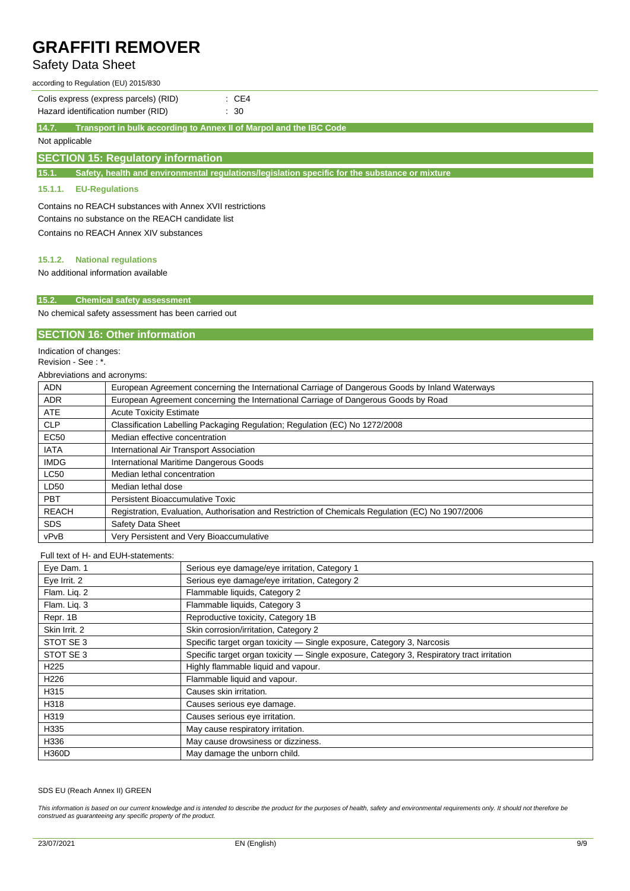Colis express (express parcels) (RID) : CE4
Hazard identification number (RID) : 30

### 14.7. Transport in bulk according to Annex II of Marpol and the IBC Code

Not applicable

## SECTION 15: Regulatory information

### 15.1. Safety, health and environmental regulations/legislation specific for the substance or mixture

#### 15.1.1. EU-Regulations

Contains no REACH substances with Annex XVII restrictions

Contains no substance on the REACH candidate list

Contains no REACH Annex XIV substances

#### 15.1.2. National regulations

No additional information available

### 15.2. Chemical safety assessment

No chemical safety assessment has been carried out

## SECTION 16: Other information

Indication of changes:
Revision - See : *.

Abbreviations and acronyms:

| | |
|---|---|
| ADN | European Agreement concerning the International Carriage of Dangerous Goods by Inland Waterways |
| ADR | European Agreement concerning the International Carriage of Dangerous Goods by Road |
| ATE | Acute Toxicity Estimate |
| CLP | Classification Labelling Packaging Regulation; Regulation (EC) No 1272/2008 |
| EC50 | Median effective concentration |
| IATA | International Air Transport Association |
| IMDG | International Maritime Dangerous Goods |
| LC50 | Median lethal concentration |
| LD50 | Median lethal dose |
| PBT | Persistent Bioaccumulative Toxic |
| REACH | Registration, Evaluation, Authorisation and Restriction of Chemicals Regulation (EC) No 1907/2006 |
| SDS | Safety Data Sheet |
| vPvB | Very Persistent and Very Bioaccumulative |

Full text of H- and EUH-statements:

| | |
|---|---|
| Eye Dam. 1 | Serious eye damage/eye irritation, Category 1 |
| Eye Irrit. 2 | Serious eye damage/eye irritation, Category 2 |
| Flam. Liq. 2 | Flammable liquids, Category 2 |
| Flam. Liq. 3 | Flammable liquids, Category 3 |
| Repr. 1B | Reproductive toxicity, Category 1B |
| Skin Irrit. 2 | Skin corrosion/irritation, Category 2 |
| STOT SE 3 | Specific target organ toxicity — Single exposure, Category 3, Narcosis |
| STOT SE 3 | Specific target organ toxicity — Single exposure, Category 3, Respiratory tract irritation |
| H225 | Highly flammable liquid and vapour. |
| H226 | Flammable liquid and vapour. |
| H315 | Causes skin irritation. |
| H318 | Causes serious eye damage. |
| H319 | Causes serious eye irritation. |
| H335 | May cause respiratory irritation. |
| H336 | May cause drowsiness or dizziness. |
| H360D | May damage the unborn child. |

SDS EU (Reach Annex II) GREEN

*This information is based on our current knowledge and is intended to describe the product for the purposes of health, safety and environmental requirements only. It should not therefore be construed as guaranteeing any specific property of the product.*